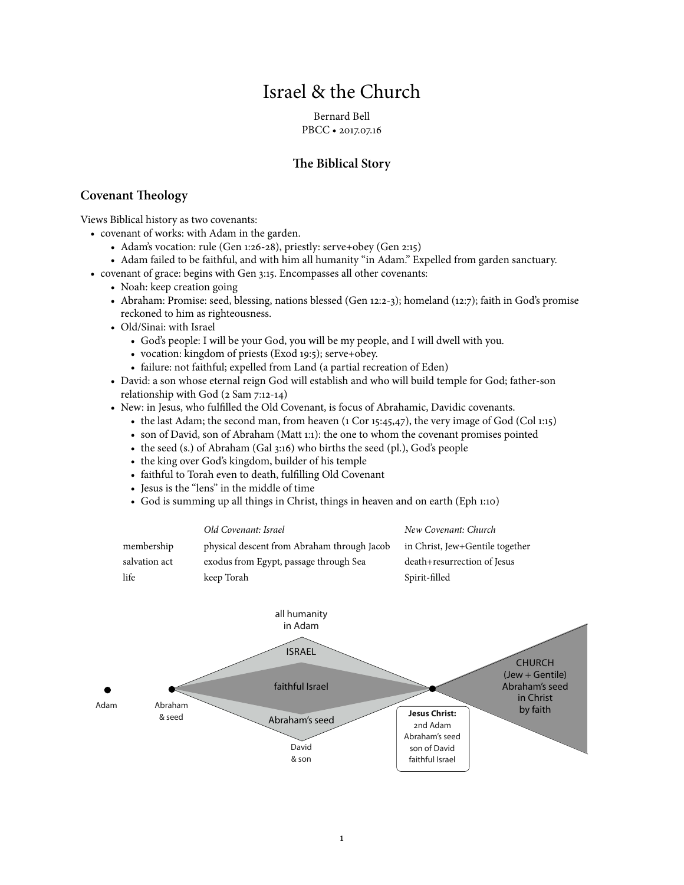# Israel & the Church

Bernard Bell
PBCC • 2017.07.16

## The Biblical Story

### Covenant Theology

Views Biblical history as two covenants:

- covenant of works: with Adam in the garden.
  - Adam's vocation: rule (Gen 1:26-28), priestly: serve+obey (Gen 2:15)
  - Adam failed to be faithful, and with him all humanity "in Adam." Expelled from garden sanctuary.
- covenant of grace: begins with Gen 3:15. Encompasses all other covenants:
  - Noah: keep creation going
  - Abraham: Promise: seed, blessing, nations blessed (Gen 12:2-3); homeland (12:7); faith in God's promise reckoned to him as righteousness.
  - Old/Sinai: with Israel
    - God's people: I will be your God, you will be my people, and I will dwell with you.
    - vocation: kingdom of priests (Exod 19:5); serve+obey.
    - failure: not faithful; expelled from Land (a partial recreation of Eden)
  - David: a son whose eternal reign God will establish and who will build temple for God; father-son relationship with God (2 Sam 7:12-14)
  - New: in Jesus, who fulfilled the Old Covenant, is focus of Abrahamic, Davidic covenants.
    - the last Adam; the second man, from heaven (1 Cor 15:45,47), the very image of God (Col 1:15)
    - son of David, son of Abraham (Matt 1:1): the one to whom the covenant promises pointed
    - the seed (s.) of Abraham (Gal 3:16) who births the seed (pl.), God's people
    - the king over God's kingdom, builder of his temple
    - faithful to Torah even to death, fulfilling Old Covenant
    - Jesus is the "lens" in the middle of time
    - God is summing up all things in Christ, things in heaven and on earth (Eph 1:10)

| | *Old Covenant: Israel* | *New Covenant: Church* |
|---|---|---|
| membership | physical descent from Abraham through Jacob | in Christ, Jew+Gentile together |
| salvation act | exodus from Egypt, passage through Sea | death+resurrection of Jesus |
| life | keep Torah | Spirit-filled |

Adam — Abraham & seed — all humanity in Adam — ISRAEL — faithful Israel — Abraham's seed — David & son — **Jesus Christ:** 2nd Adam, Abraham's seed, son of David, faithful Israel — CHURCH (Jew + Gentile) Abraham's seed in Christ by faith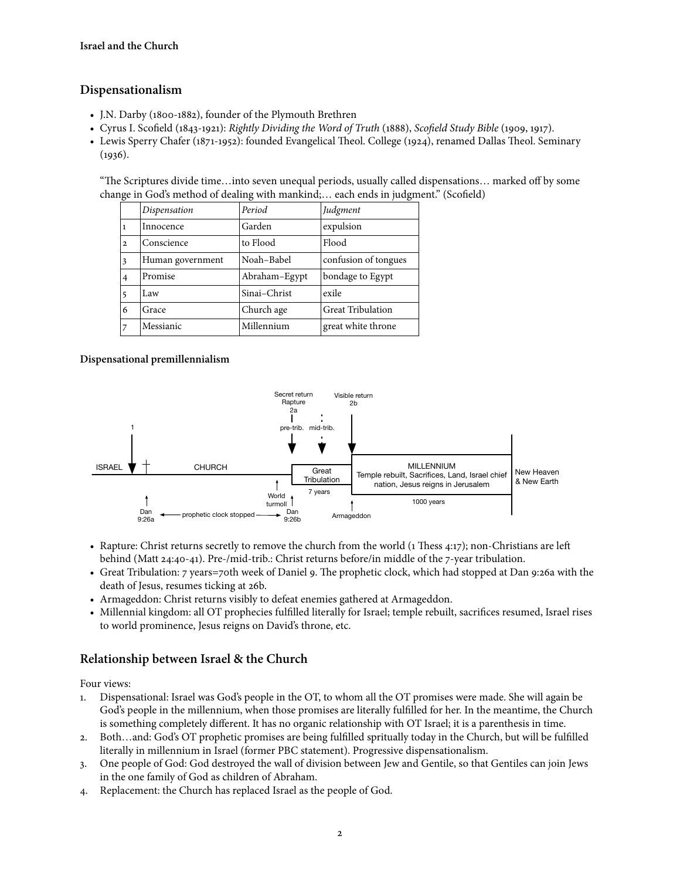## Dispensationalism

- J.N. Darby (1800-1882), founder of the Plymouth Brethren
- Cyrus I. Scofield (1843-1921): *Rightly Dividing the Word of Truth* (1888), *Scofield Study Bible* (1909, 1917).
- Lewis Sperry Chafer (1871-1952): founded Evangelical Theol. College (1924), renamed Dallas Theol. Seminary (1936).

"The Scriptures divide time…into seven unequal periods, usually called dispensations… marked off by some change in God's method of dealing with mankind;… each ends in judgment." (Scofield)

| | *Dispensation* | *Period* | *Judgment* |
|---|---|---|---|
| 1 | Innocence | Garden | expulsion |
| 2 | Conscience | to Flood | Flood |
| 3 | Human government | Noah–Babel | confusion of tongues |
| 4 | Promise | Abraham–Egypt | bondage to Egypt |
| 5 | Law | Sinai–Christ | exile |
| 6 | Grace | Church age | Great Tribulation |
| 7 | Messianic | Millennium | great white throne |

### Dispensational premillennialism

- Rapture: Christ returns secretly to remove the church from the world (1 Thess 4:17); non-Christians are left behind (Matt 24:40-41). Pre-/mid-trib.: Christ returns before/in middle of the 7-year tribulation.
- Great Tribulation: 7 years=70th week of Daniel 9. The prophetic clock, which had stopped at Dan 9:26a with the death of Jesus, resumes ticking at 26b.
- Armageddon: Christ returns visibly to defeat enemies gathered at Armageddon.
- Millennial kingdom: all OT prophecies fulfilled literally for Israel; temple rebuilt, sacrifices resumed, Israel rises to world prominence, Jesus reigns on David's throne, etc.

## Relationship between Israel & the Church

Four views:

1. Dispensational: Israel was God's people in the OT, to whom all the OT promises were made. She will again be God's people in the millennium, when those promises are literally fulfilled for her. In the meantime, the Church is something completely different. It has no organic relationship with OT Israel; it is a parenthesis in time.
2. Both…and: God's OT prophetic promises are being fulfilled spritually today in the Church, but will be fulfilled literally in millennium in Israel (former PBC statement). Progressive dispensationalism.
3. One people of God: God destroyed the wall of division between Jew and Gentile, so that Gentiles can join Jews in the one family of God as children of Abraham.
4. Replacement: the Church has replaced Israel as the people of God.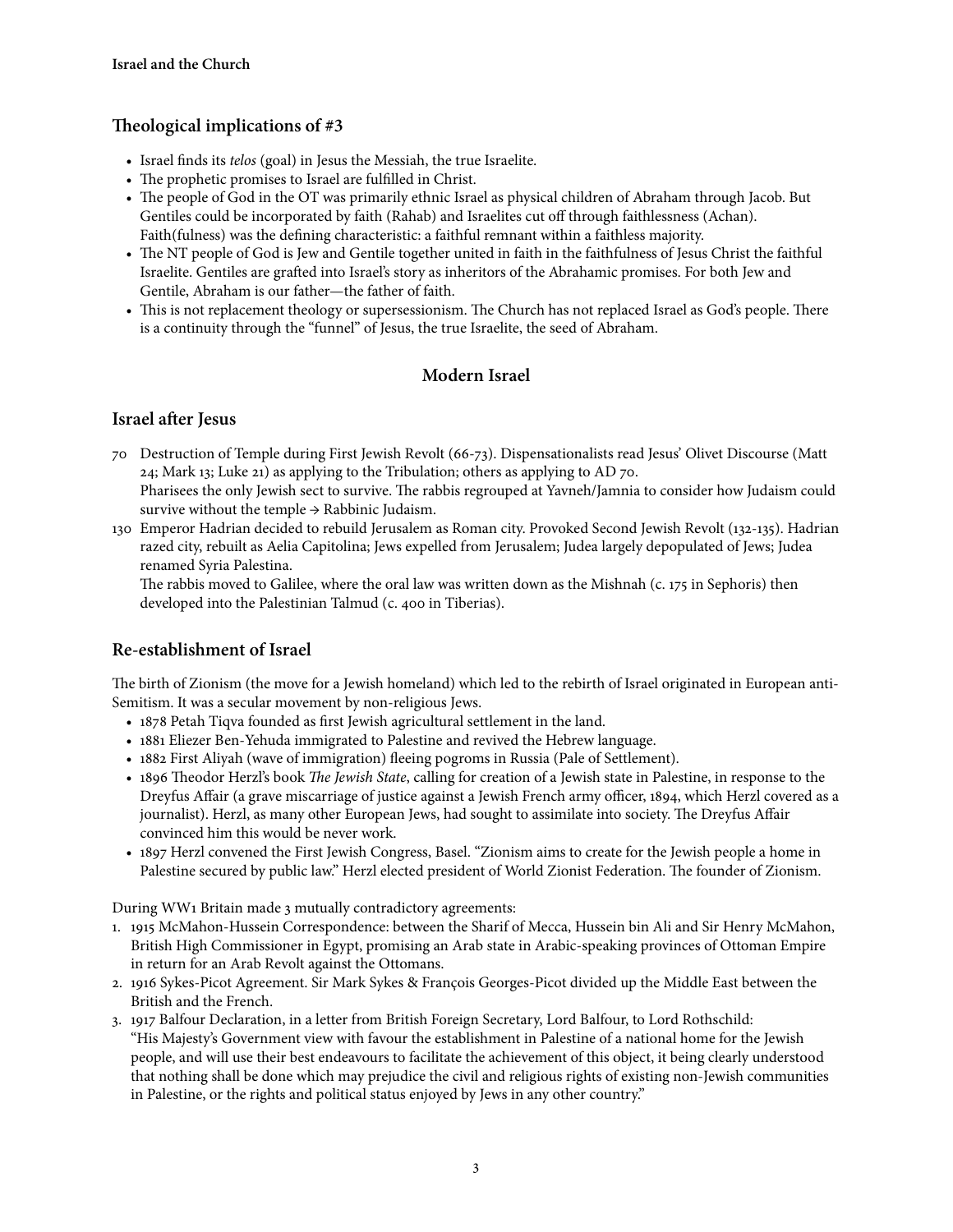## Theological implications of #3

- Israel finds its *telos* (goal) in Jesus the Messiah, the true Israelite.
- The prophetic promises to Israel are fulfilled in Christ.
- The people of God in the OT was primarily ethnic Israel as physical children of Abraham through Jacob. But Gentiles could be incorporated by faith (Rahab) and Israelites cut off through faithlessness (Achan). Faith(fulness) was the defining characteristic: a faithful remnant within a faithless majority.
- The NT people of God is Jew and Gentile together united in faith in the faithfulness of Jesus Christ the faithful Israelite. Gentiles are grafted into Israel's story as inheritors of the Abrahamic promises. For both Jew and Gentile, Abraham is our father—the father of faith.
- This is not replacement theology or supersessionism. The Church has not replaced Israel as God's people. There is a continuity through the "funnel" of Jesus, the true Israelite, the seed of Abraham.

# Modern Israel

## Israel after Jesus

70 Destruction of Temple during First Jewish Revolt (66-73). Dispensationalists read Jesus' Olivet Discourse (Matt 24; Mark 13; Luke 21) as applying to the Tribulation; others as applying to AD 70.
Pharisees the only Jewish sect to survive. The rabbis regrouped at Yavneh/Jamnia to consider how Judaism could survive without the temple → Rabbinic Judaism.

130 Emperor Hadrian decided to rebuild Jerusalem as Roman city. Provoked Second Jewish Revolt (132-135). Hadrian razed city, rebuilt as Aelia Capitolina; Jews expelled from Jerusalem; Judea largely depopulated of Jews; Judea renamed Syria Palestina.
The rabbis moved to Galilee, where the oral law was written down as the Mishnah (c. 175 in Sephoris) then developed into the Palestinian Talmud (c. 400 in Tiberias).

## Re-establishment of Israel

The birth of Zionism (the move for a Jewish homeland) which led to the rebirth of Israel originated in European anti-Semitism. It was a secular movement by non-religious Jews.

- 1878 Petah Tiqva founded as first Jewish agricultural settlement in the land.
- 1881 Eliezer Ben-Yehuda immigrated to Palestine and revived the Hebrew language.
- 1882 First Aliyah (wave of immigration) fleeing pogroms in Russia (Pale of Settlement).
- 1896 Theodor Herzl's book *The Jewish State*, calling for creation of a Jewish state in Palestine, in response to the Dreyfus Affair (a grave miscarriage of justice against a Jewish French army officer, 1894, which Herzl covered as a journalist). Herzl, as many other European Jews, had sought to assimilate into society. The Dreyfus Affair convinced him this would be never work.
- 1897 Herzl convened the First Jewish Congress, Basel. "Zionism aims to create for the Jewish people a home in Palestine secured by public law." Herzl elected president of World Zionist Federation. The founder of Zionism.

During WW1 Britain made 3 mutually contradictory agreements:

1. 1915 McMahon-Hussein Correspondence: between the Sharif of Mecca, Hussein bin Ali and Sir Henry McMahon, British High Commissioner in Egypt, promising an Arab state in Arabic-speaking provinces of Ottoman Empire in return for an Arab Revolt against the Ottomans.
2. 1916 Sykes-Picot Agreement. Sir Mark Sykes & François Georges-Picot divided up the Middle East between the British and the French.
3. 1917 Balfour Declaration, in a letter from British Foreign Secretary, Lord Balfour, to Lord Rothschild:
"His Majesty's Government view with favour the establishment in Palestine of a national home for the Jewish people, and will use their best endeavours to facilitate the achievement of this object, it being clearly understood that nothing shall be done which may prejudice the civil and religious rights of existing non-Jewish communities in Palestine, or the rights and political status enjoyed by Jews in any other country."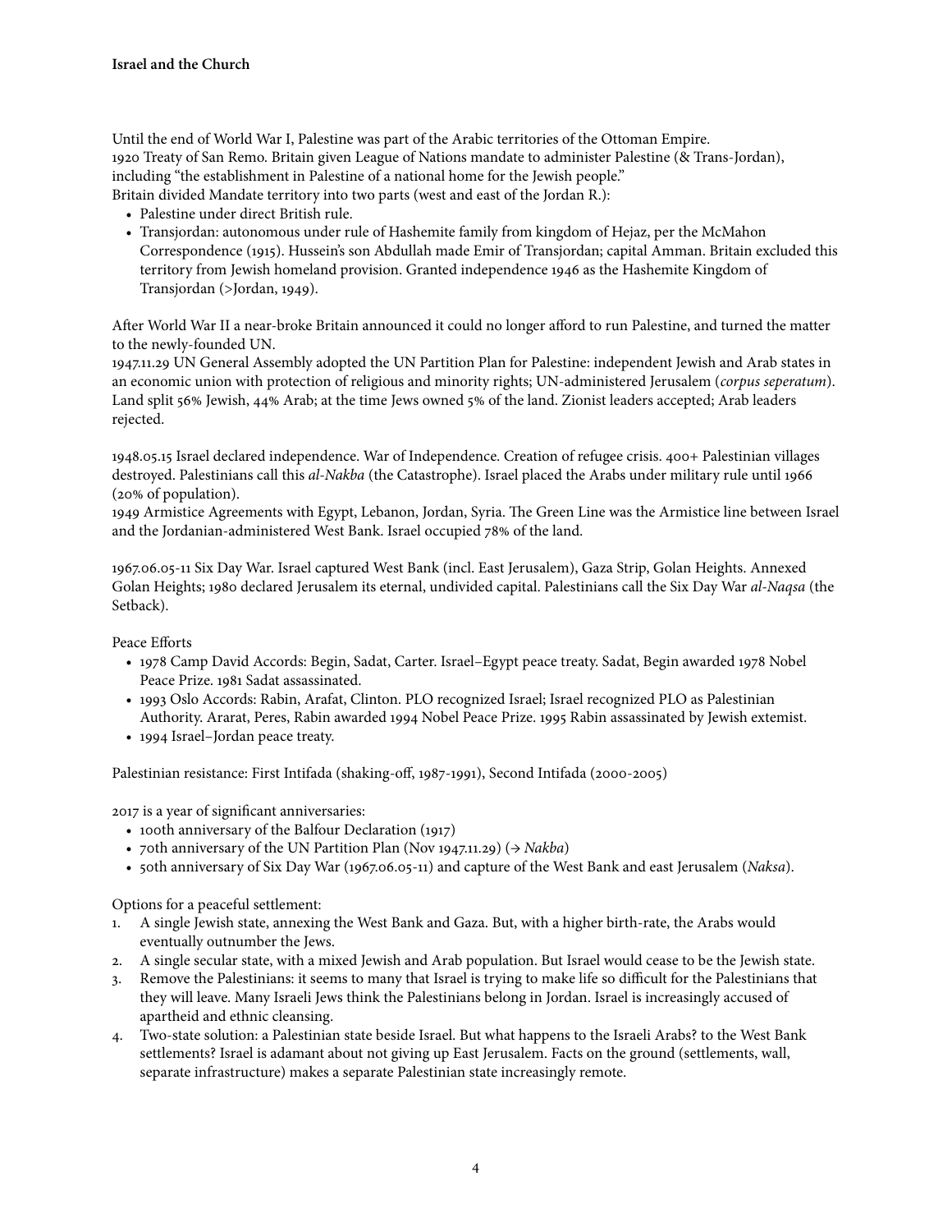**Israel and the Church**

Until the end of World War I, Palestine was part of the Arabic territories of the Ottoman Empire.
1920 Treaty of San Remo. Britain given League of Nations mandate to administer Palestine (& Trans-Jordan), including "the establishment in Palestine of a national home for the Jewish people."
Britain divided Mandate territory into two parts (west and east of the Jordan R.):

- Palestine under direct British rule.
- Transjordan: autonomous under rule of Hashemite family from kingdom of Hejaz, per the McMahon Correspondence (1915). Hussein's son Abdullah made Emir of Transjordan; capital Amman. Britain excluded this territory from Jewish homeland provision. Granted independence 1946 as the Hashemite Kingdom of Transjordan (>Jordan, 1949).

After World War II a near-broke Britain announced it could no longer afford to run Palestine, and turned the matter to the newly-founded UN.
1947.11.29 UN General Assembly adopted the UN Partition Plan for Palestine: independent Jewish and Arab states in an economic union with protection of religious and minority rights; UN-administered Jerusalem (*corpus seperatum*). Land split 56% Jewish, 44% Arab; at the time Jews owned 5% of the land. Zionist leaders accepted; Arab leaders rejected.

1948.05.15 Israel declared independence. War of Independence. Creation of refugee crisis. 400+ Palestinian villages destroyed. Palestinians call this *al-Nakba* (the Catastrophe). Israel placed the Arabs under military rule until 1966 (20% of population).
1949 Armistice Agreements with Egypt, Lebanon, Jordan, Syria. The Green Line was the Armistice line between Israel and the Jordanian-administered West Bank. Israel occupied 78% of the land.

1967.06.05-11 Six Day War. Israel captured West Bank (incl. East Jerusalem), Gaza Strip, Golan Heights. Annexed Golan Heights; 1980 declared Jerusalem its eternal, undivided capital. Palestinians call the Six Day War *al-Naqsa* (the Setback).

Peace Efforts

- 1978 Camp David Accords: Begin, Sadat, Carter. Israel–Egypt peace treaty. Sadat, Begin awarded 1978 Nobel Peace Prize. 1981 Sadat assassinated.
- 1993 Oslo Accords: Rabin, Arafat, Clinton. PLO recognized Israel; Israel recognized PLO as Palestinian Authority. Ararat, Peres, Rabin awarded 1994 Nobel Peace Prize. 1995 Rabin assassinated by Jewish extemist.
- 1994 Israel–Jordan peace treaty.

Palestinian resistance: First Intifada (shaking-off, 1987-1991), Second Intifada (2000-2005)

2017 is a year of significant anniversaries:

- 100th anniversary of the Balfour Declaration (1917)
- 70th anniversary of the UN Partition Plan (Nov 1947.11.29) (→ *Nakba*)
- 50th anniversary of Six Day War (1967.06.05-11) and capture of the West Bank and east Jerusalem (*Naksa*).

Options for a peaceful settlement:

1. A single Jewish state, annexing the West Bank and Gaza. But, with a higher birth-rate, the Arabs would eventually outnumber the Jews.
2. A single secular state, with a mixed Jewish and Arab population. But Israel would cease to be the Jewish state.
3. Remove the Palestinians: it seems to many that Israel is trying to make life so difficult for the Palestinians that they will leave. Many Israeli Jews think the Palestinians belong in Jordan. Israel is increasingly accused of apartheid and ethnic cleansing.
4. Two-state solution: a Palestinian state beside Israel. But what happens to the Israeli Arabs? to the West Bank settlements? Israel is adamant about not giving up East Jerusalem. Facts on the ground (settlements, wall, separate infrastructure) makes a separate Palestinian state increasingly remote.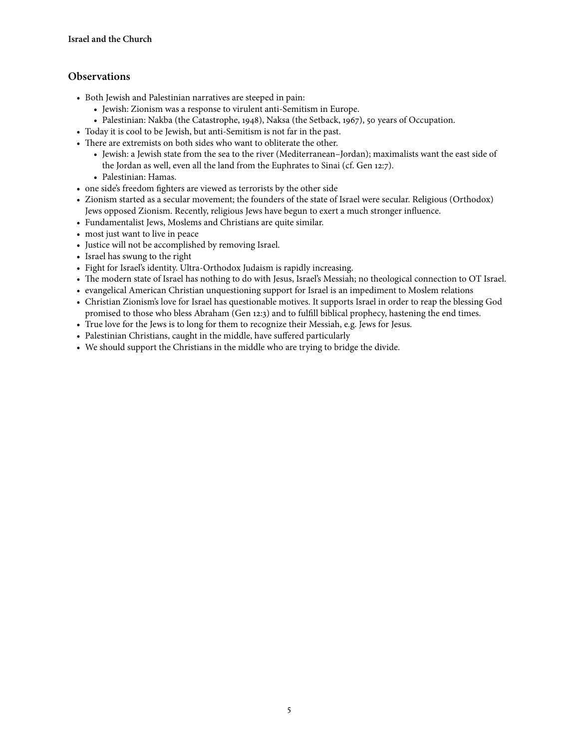## Observations

- Both Jewish and Palestinian narratives are steeped in pain:
  - Jewish: Zionism was a response to virulent anti-Semitism in Europe.
  - Palestinian: Nakba (the Catastrophe, 1948), Naksa (the Setback, 1967), 50 years of Occupation.
- Today it is cool to be Jewish, but anti-Semitism is not far in the past.
- There are extremists on both sides who want to obliterate the other.
  - Jewish: a Jewish state from the sea to the river (Mediterranean–Jordan); maximalists want the east side of the Jordan as well, even all the land from the Euphrates to Sinai (cf. Gen 12:7).
  - Palestinian: Hamas.
- one side's freedom fighters are viewed as terrorists by the other side
- Zionism started as a secular movement; the founders of the state of Israel were secular. Religious (Orthodox) Jews opposed Zionism. Recently, religious Jews have begun to exert a much stronger influence.
- Fundamentalist Jews, Moslems and Christians are quite similar.
- most just want to live in peace
- Justice will not be accomplished by removing Israel.
- Israel has swung to the right
- Fight for Israel's identity. Ultra-Orthodox Judaism is rapidly increasing.
- The modern state of Israel has nothing to do with Jesus, Israel's Messiah; no theological connection to OT Israel.
- evangelical American Christian unquestioning support for Israel is an impediment to Moslem relations
- Christian Zionism's love for Israel has questionable motives. It supports Israel in order to reap the blessing God promised to those who bless Abraham (Gen 12:3) and to fulfill biblical prophecy, hastening the end times.
- True love for the Jews is to long for them to recognize their Messiah, e.g. Jews for Jesus.
- Palestinian Christians, caught in the middle, have suffered particularly
- We should support the Christians in the middle who are trying to bridge the divide.